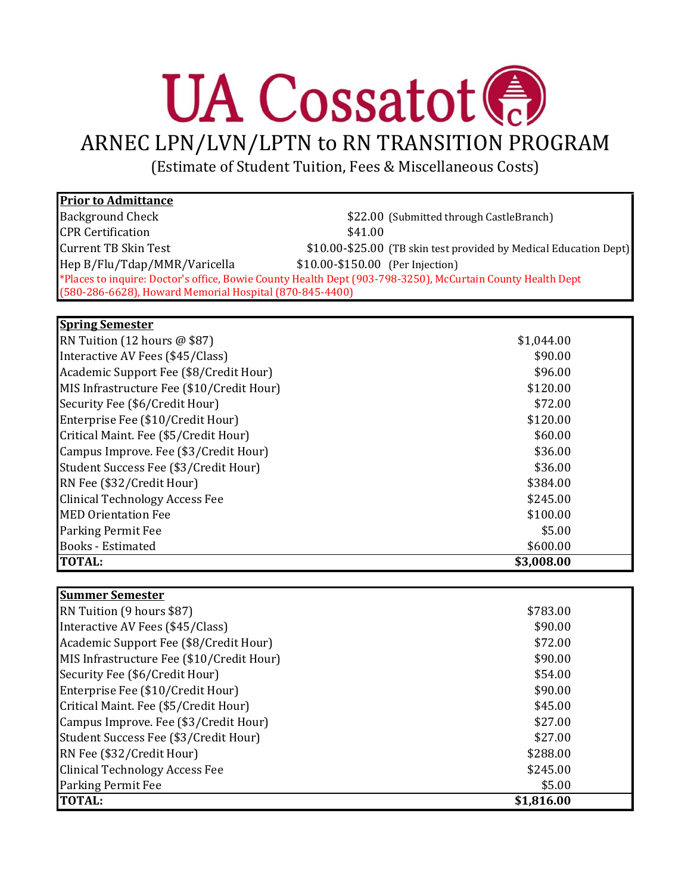# UA Cossatot

## ARNEC LPN/LVN/LPTN to RN TRANSITION PROGRAM

(Estimate of Student Tuition, Fees & Miscellaneous Costs)

| **Prior to Admittance** | | |
|---|---|---|
| Background Check | $22.00 | (Submitted through CastleBranch) |
| CPR Certification | $41.00 | |
| Current TB Skin Test | $10.00-$25.00 | (TB skin test provided by Medical Education Dept) |
| Hep B/Flu/Tdap/MMR/Varicella | $10.00-$150.00 | (Per Injection) |

*Places to inquire: Doctor's office, Bowie County Health Dept (903-798-3250), McCurtain County Health Dept (580-286-6628), Howard Memorial Hospital (870-845-4400)

| **Spring Semester** | |
|---|---|
| RN Tuition (12 hours @ $87) | $1,044.00 |
| Interactive AV Fees ($45/Class) | $90.00 |
| Academic Support Fee ($8/Credit Hour) | $96.00 |
| MIS Infrastructure Fee ($10/Credit Hour) | $120.00 |
| Security Fee ($6/Credit Hour) | $72.00 |
| Enterprise Fee ($10/Credit Hour) | $120.00 |
| Critical Maint. Fee ($5/Credit Hour) | $60.00 |
| Campus Improve. Fee ($3/Credit Hour) | $36.00 |
| Student Success Fee ($3/Credit Hour) | $36.00 |
| RN Fee ($32/Credit Hour) | $384.00 |
| Clinical Technology Access Fee | $245.00 |
| MED Orientation Fee | $100.00 |
| Parking Permit Fee | $5.00 |
| Books - Estimated | $600.00 |
| **TOTAL:** | **$3,008.00** |

| **Summer Semester** | |
|---|---|
| RN Tuition (9 hours $87) | $783.00 |
| Interactive AV Fees ($45/Class) | $90.00 |
| Academic Support Fee ($8/Credit Hour) | $72.00 |
| MIS Infrastructure Fee ($10/Credit Hour) | $90.00 |
| Security Fee ($6/Credit Hour) | $54.00 |
| Enterprise Fee ($10/Credit Hour) | $90.00 |
| Critical Maint. Fee ($5/Credit Hour) | $45.00 |
| Campus Improve. Fee ($3/Credit Hour) | $27.00 |
| Student Success Fee ($3/Credit Hour) | $27.00 |
| RN Fee ($32/Credit Hour) | $288.00 |
| Clinical Technology Access Fee | $245.00 |
| Parking Permit Fee | $5.00 |
| **TOTAL:** | **$1,816.00** |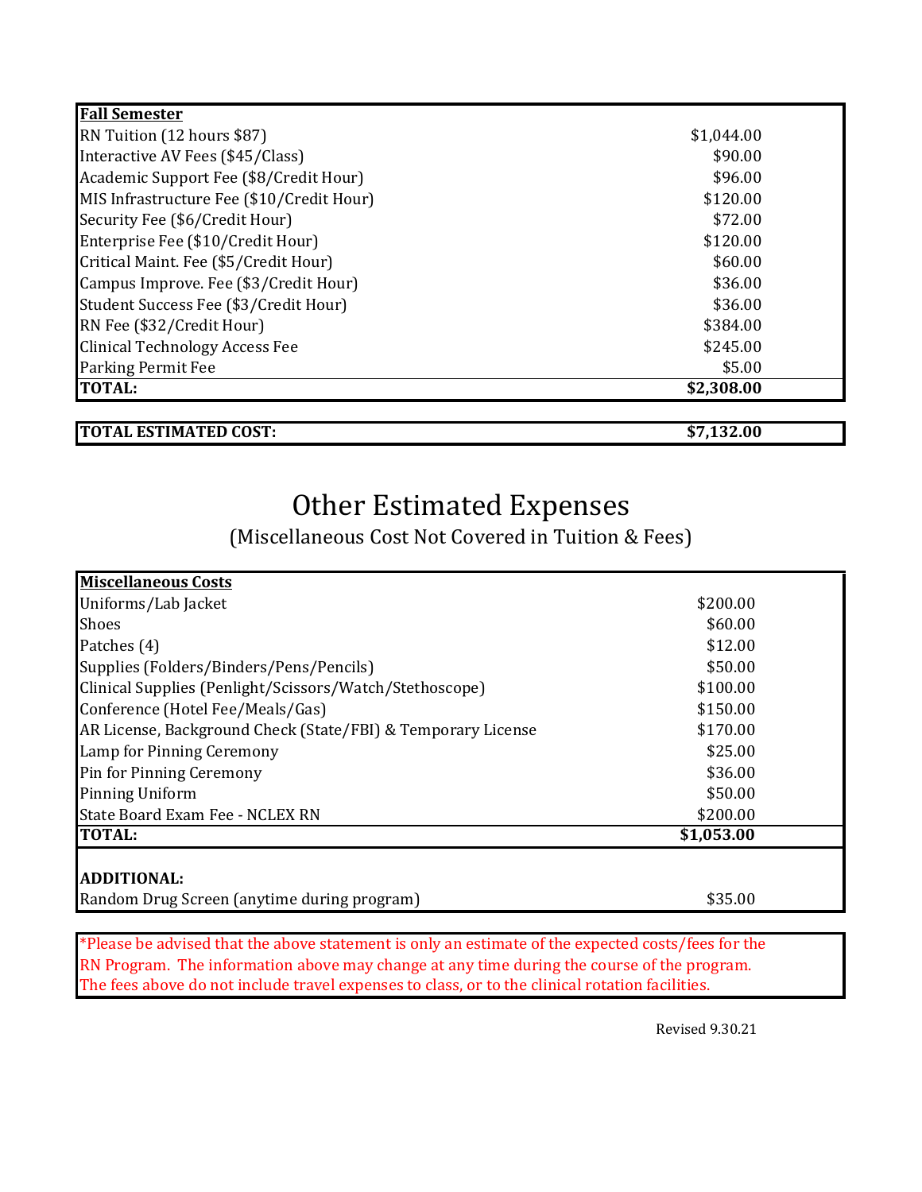| **Fall Semester** | |
|---|---|
| RN Tuition (12 hours $87) | $1,044.00 |
| Interactive AV Fees ($45/Class) | $90.00 |
| Academic Support Fee ($8/Credit Hour) | $96.00 |
| MIS Infrastructure Fee ($10/Credit Hour) | $120.00 |
| Security Fee ($6/Credit Hour) | $72.00 |
| Enterprise Fee ($10/Credit Hour) | $120.00 |
| Critical Maint. Fee ($5/Credit Hour) | $60.00 |
| Campus Improve. Fee ($3/Credit Hour) | $36.00 |
| Student Success Fee ($3/Credit Hour) | $36.00 |
| RN Fee ($32/Credit Hour) | $384.00 |
| Clinical Technology Access Fee | $245.00 |
| Parking Permit Fee | $5.00 |
| **TOTAL:** | **$2,308.00** |

| | |
|---|---|
| **TOTAL ESTIMATED COST:** | **$7,132.00** |

# Other Estimated Expenses

(Miscellaneous Cost Not Covered in Tuition & Fees)

| **Miscellaneous Costs** | |
|---|---|
| Uniforms/Lab Jacket | $200.00 |
| Shoes | $60.00 |
| Patches (4) | $12.00 |
| Supplies (Folders/Binders/Pens/Pencils) | $50.00 |
| Clinical Supplies (Penlight/Scissors/Watch/Stethoscope) | $100.00 |
| Conference (Hotel Fee/Meals/Gas) | $150.00 |
| AR License, Background Check (State/FBI) & Temporary License | $170.00 |
| Lamp for Pinning Ceremony | $25.00 |
| Pin for Pinning Ceremony | $36.00 |
| Pinning Uniform | $50.00 |
| State Board Exam Fee - NCLEX RN | $200.00 |
| **TOTAL:** | **$1,053.00** |
| | |
| **ADDITIONAL:** | |
| Random Drug Screen (anytime during program) | $35.00 |

*Please be advised that the above statement is only an estimate of the expected costs/fees for the RN Program. The information above may change at any time during the course of the program. The fees above do not include travel expenses to class, or to the clinical rotation facilities.

Revised 9.30.21